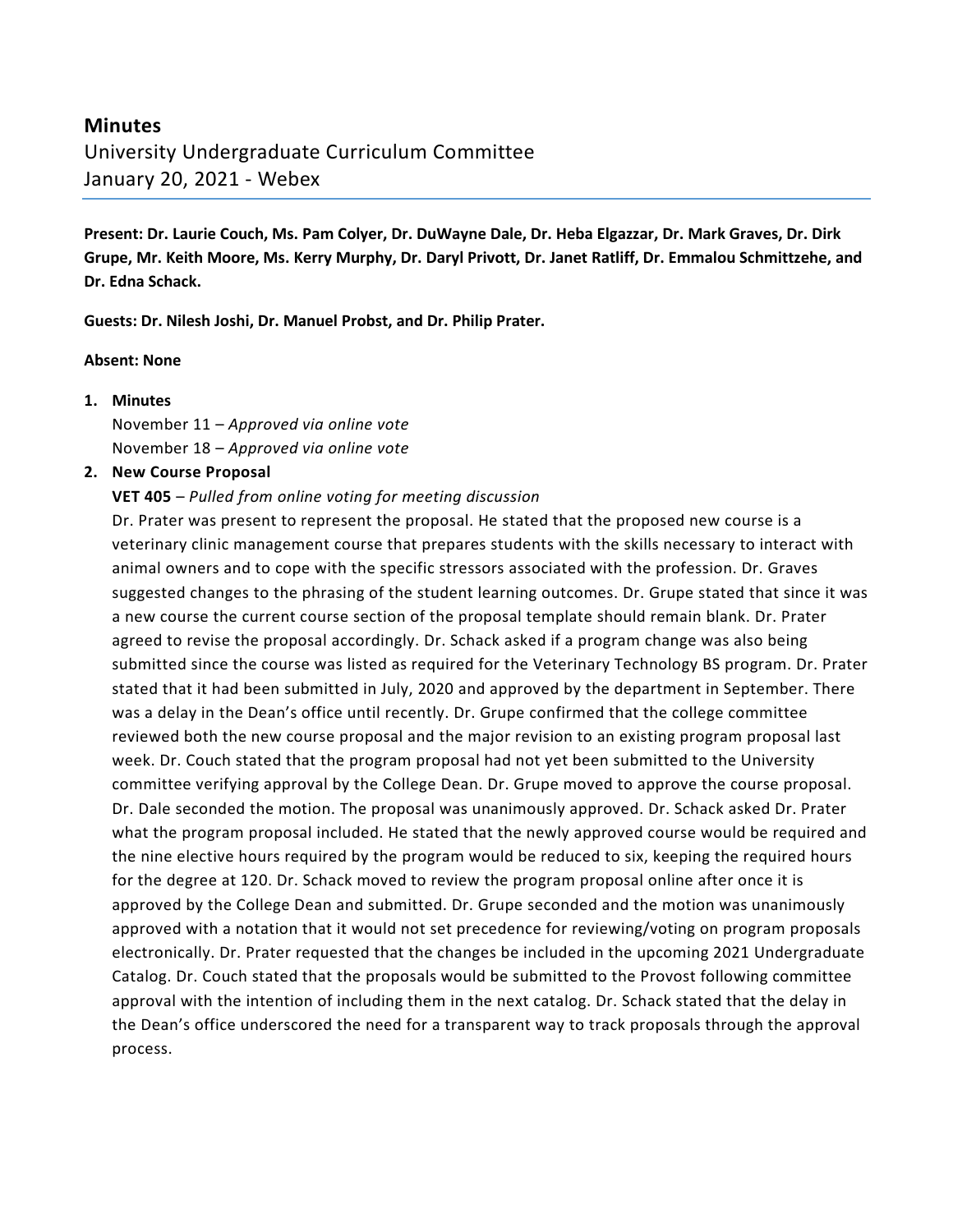# Minutes

University Undergraduate Curriculum Committee
January 20, 2021 - Webex

**Present: Dr. Laurie Couch, Ms. Pam Colyer, Dr. DuWayne Dale, Dr. Heba Elgazzar, Dr. Mark Graves, Dr. Dirk Grupe, Mr. Keith Moore, Ms. Kerry Murphy, Dr. Daryl Privott, Dr. Janet Ratliff, Dr. Emmalou Schmittzehe, and Dr. Edna Schack.**

**Guests: Dr. Nilesh Joshi, Dr. Manuel Probst, and Dr. Philip Prater.**

**Absent: None**

1. **Minutes**
   November 11 – *Approved via online vote*
   November 18 – *Approved via online vote*
2. **New Course Proposal**
   **VET 405** – *Pulled from online voting for meeting discussion*
   Dr. Prater was present to represent the proposal. He stated that the proposed new course is a veterinary clinic management course that prepares students with the skills necessary to interact with animal owners and to cope with the specific stressors associated with the profession. Dr. Graves suggested changes to the phrasing of the student learning outcomes. Dr. Grupe stated that since it was a new course the current course section of the proposal template should remain blank. Dr. Prater agreed to revise the proposal accordingly. Dr. Schack asked if a program change was also being submitted since the course was listed as required for the Veterinary Technology BS program. Dr. Prater stated that it had been submitted in July, 2020 and approved by the department in September. There was a delay in the Dean's office until recently. Dr. Grupe confirmed that the college committee reviewed both the new course proposal and the major revision to an existing program proposal last week. Dr. Couch stated that the program proposal had not yet been submitted to the University committee verifying approval by the College Dean. Dr. Grupe moved to approve the course proposal. Dr. Dale seconded the motion. The proposal was unanimously approved. Dr. Schack asked Dr. Prater what the program proposal included. He stated that the newly approved course would be required and the nine elective hours required by the program would be reduced to six, keeping the required hours for the degree at 120. Dr. Schack moved to review the program proposal online after once it is approved by the College Dean and submitted. Dr. Grupe seconded and the motion was unanimously approved with a notation that it would not set precedence for reviewing/voting on program proposals electronically. Dr. Prater requested that the changes be included in the upcoming 2021 Undergraduate Catalog. Dr. Couch stated that the proposals would be submitted to the Provost following committee approval with the intention of including them in the next catalog. Dr. Schack stated that the delay in the Dean's office underscored the need for a transparent way to track proposals through the approval process.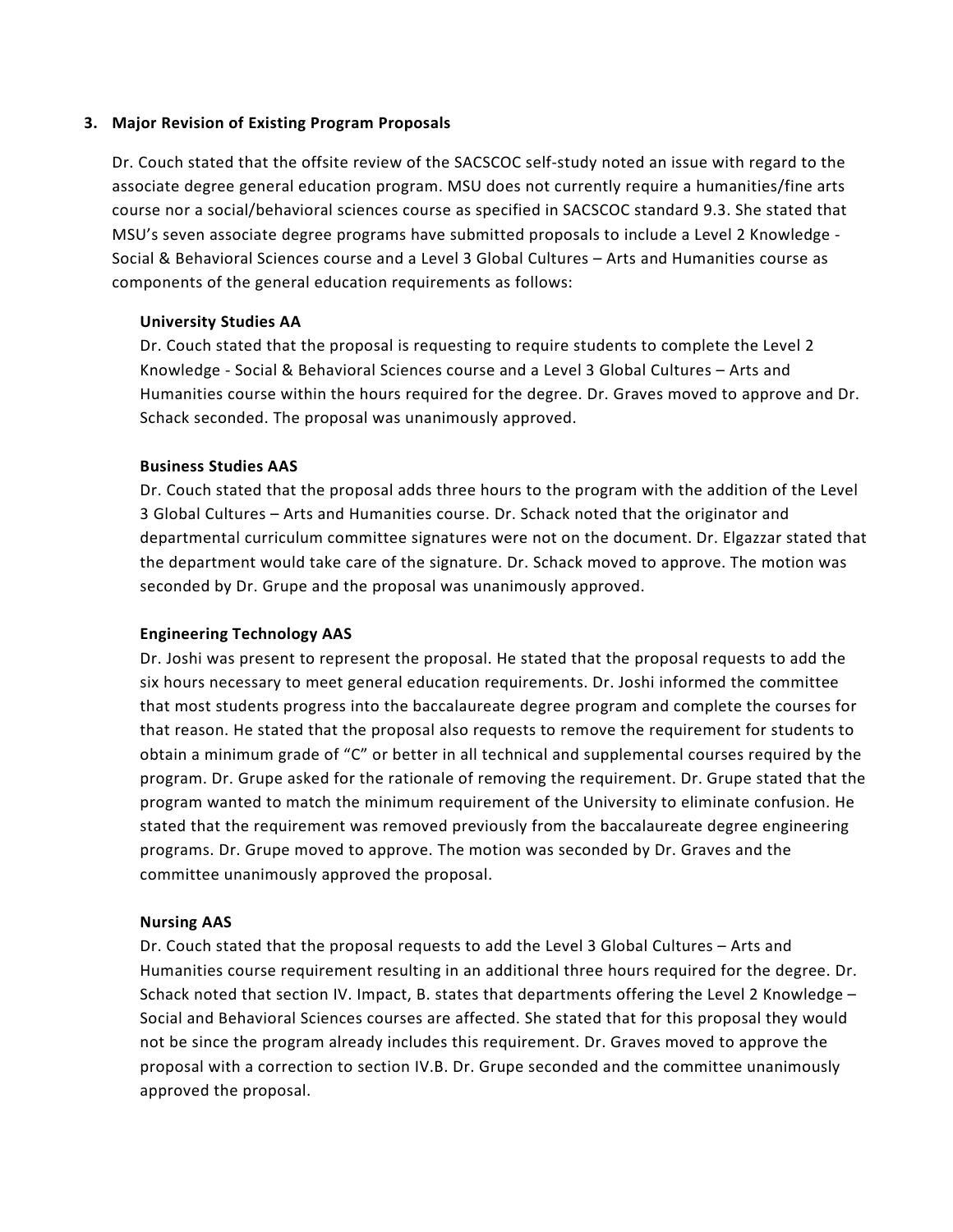## 3. Major Revision of Existing Program Proposals

Dr. Couch stated that the offsite review of the SACSCOC self-study noted an issue with regard to the associate degree general education program. MSU does not currently require a humanities/fine arts course nor a social/behavioral sciences course as specified in SACSCOC standard 9.3. She stated that MSU's seven associate degree programs have submitted proposals to include a Level 2 Knowledge - Social & Behavioral Sciences course and a Level 3 Global Cultures – Arts and Humanities course as components of the general education requirements as follows:

**University Studies AA**

Dr. Couch stated that the proposal is requesting to require students to complete the Level 2 Knowledge - Social & Behavioral Sciences course and a Level 3 Global Cultures – Arts and Humanities course within the hours required for the degree. Dr. Graves moved to approve and Dr. Schack seconded. The proposal was unanimously approved.

**Business Studies AAS**

Dr. Couch stated that the proposal adds three hours to the program with the addition of the Level 3 Global Cultures – Arts and Humanities course. Dr. Schack noted that the originator and departmental curriculum committee signatures were not on the document. Dr. Elgazzar stated that the department would take care of the signature. Dr. Schack moved to approve. The motion was seconded by Dr. Grupe and the proposal was unanimously approved.

**Engineering Technology AAS**

Dr. Joshi was present to represent the proposal. He stated that the proposal requests to add the six hours necessary to meet general education requirements. Dr. Joshi informed the committee that most students progress into the baccalaureate degree program and complete the courses for that reason. He stated that the proposal also requests to remove the requirement for students to obtain a minimum grade of "C" or better in all technical and supplemental courses required by the program. Dr. Grupe asked for the rationale of removing the requirement. Dr. Grupe stated that the program wanted to match the minimum requirement of the University to eliminate confusion. He stated that the requirement was removed previously from the baccalaureate degree engineering programs. Dr. Grupe moved to approve. The motion was seconded by Dr. Graves and the committee unanimously approved the proposal.

**Nursing AAS**

Dr. Couch stated that the proposal requests to add the Level 3 Global Cultures – Arts and Humanities course requirement resulting in an additional three hours required for the degree. Dr. Schack noted that section IV. Impact, B. states that departments offering the Level 2 Knowledge – Social and Behavioral Sciences courses are affected. She stated that for this proposal they would not be since the program already includes this requirement. Dr. Graves moved to approve the proposal with a correction to section IV.B. Dr. Grupe seconded and the committee unanimously approved the proposal.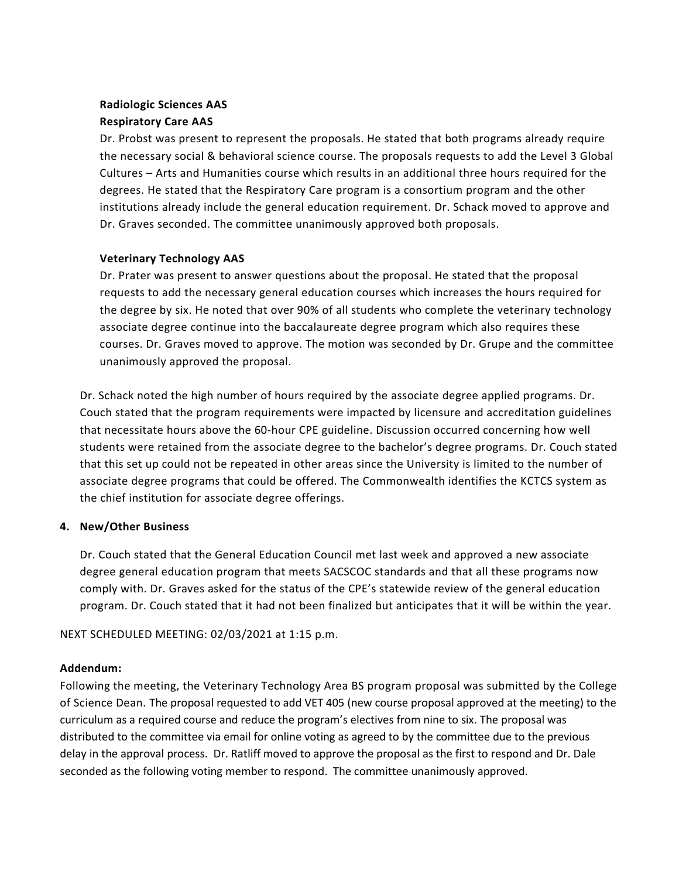**Radiologic Sciences AAS**
**Respiratory Care AAS**

Dr. Probst was present to represent the proposals. He stated that both programs already require the necessary social & behavioral science course. The proposals requests to add the Level 3 Global Cultures – Arts and Humanities course which results in an additional three hours required for the degrees. He stated that the Respiratory Care program is a consortium program and the other institutions already include the general education requirement. Dr. Schack moved to approve and Dr. Graves seconded. The committee unanimously approved both proposals.

**Veterinary Technology AAS**

Dr. Prater was present to answer questions about the proposal. He stated that the proposal requests to add the necessary general education courses which increases the hours required for the degree by six. He noted that over 90% of all students who complete the veterinary technology associate degree continue into the baccalaureate degree program which also requires these courses. Dr. Graves moved to approve. The motion was seconded by Dr. Grupe and the committee unanimously approved the proposal.

Dr. Schack noted the high number of hours required by the associate degree applied programs. Dr. Couch stated that the program requirements were impacted by licensure and accreditation guidelines that necessitate hours above the 60-hour CPE guideline. Discussion occurred concerning how well students were retained from the associate degree to the bachelor's degree programs. Dr. Couch stated that this set up could not be repeated in other areas since the University is limited to the number of associate degree programs that could be offered. The Commonwealth identifies the KCTCS system as the chief institution for associate degree offerings.

**4. New/Other Business**

Dr. Couch stated that the General Education Council met last week and approved a new associate degree general education program that meets SACSCOC standards and that all these programs now comply with. Dr. Graves asked for the status of the CPE's statewide review of the general education program. Dr. Couch stated that it had not been finalized but anticipates that it will be within the year.

NEXT SCHEDULED MEETING: 02/03/2021 at 1:15 p.m.

**Addendum:**

Following the meeting, the Veterinary Technology Area BS program proposal was submitted by the College of Science Dean. The proposal requested to add VET 405 (new course proposal approved at the meeting) to the curriculum as a required course and reduce the program's electives from nine to six. The proposal was distributed to the committee via email for online voting as agreed to by the committee due to the previous delay in the approval process. Dr. Ratliff moved to approve the proposal as the first to respond and Dr. Dale seconded as the following voting member to respond. The committee unanimously approved.